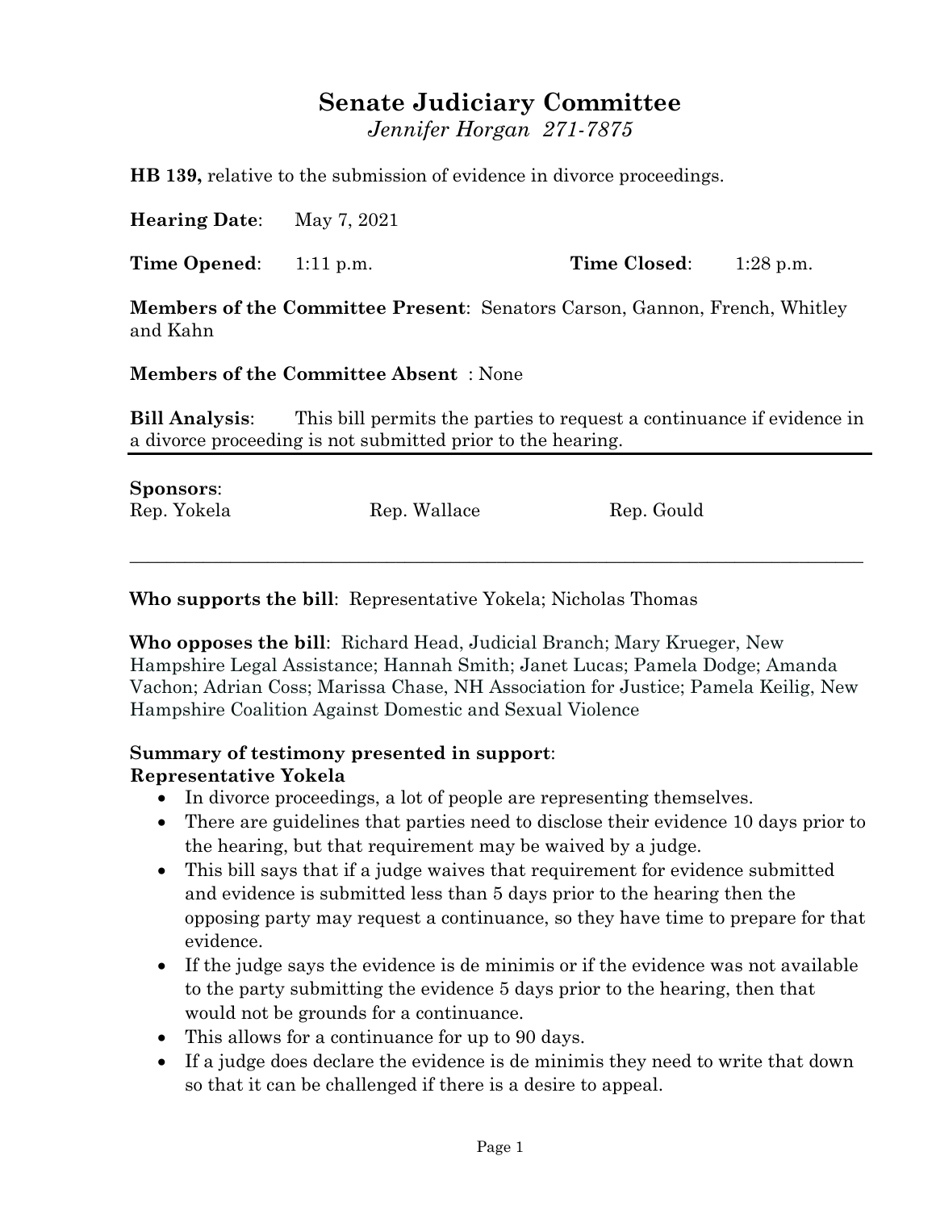# Senate Judiciary Committee

*Jennifer Horgan 271-7875*

**HB 139,** relative to the submission of evidence in divorce proceedings.

**Hearing Date**: May 7, 2021

**Time Opened**: 1:11 p.m. **Time Closed**: 1:28 p.m.

**Members of the Committee Present**: Senators Carson, Gannon, French, Whitley and Kahn

**Members of the Committee Absent** : None

**Bill Analysis**: This bill permits the parties to request a continuance if evidence in a divorce proceeding is not submitted prior to the hearing.

---

**Sponsors**:

Rep. Yokela Rep. Wallace Rep. Gould

---

**Who supports the bill**: Representative Yokela; Nicholas Thomas

**Who opposes the bill**: Richard Head, Judicial Branch; Mary Krueger, New Hampshire Legal Assistance; Hannah Smith; Janet Lucas; Pamela Dodge; Amanda Vachon; Adrian Coss; Marissa Chase, NH Association for Justice; Pamela Keilig, New Hampshire Coalition Against Domestic and Sexual Violence

**Summary of testimony presented in support**:

**Representative Yokela**

- In divorce proceedings, a lot of people are representing themselves.
- There are guidelines that parties need to disclose their evidence 10 days prior to the hearing, but that requirement may be waived by a judge.
- This bill says that if a judge waives that requirement for evidence submitted and evidence is submitted less than 5 days prior to the hearing then the opposing party may request a continuance, so they have time to prepare for that evidence.
- If the judge says the evidence is de minimis or if the evidence was not available to the party submitting the evidence 5 days prior to the hearing, then that would not be grounds for a continuance.
- This allows for a continuance for up to 90 days.
- If a judge does declare the evidence is de minimis they need to write that down so that it can be challenged if there is a desire to appeal.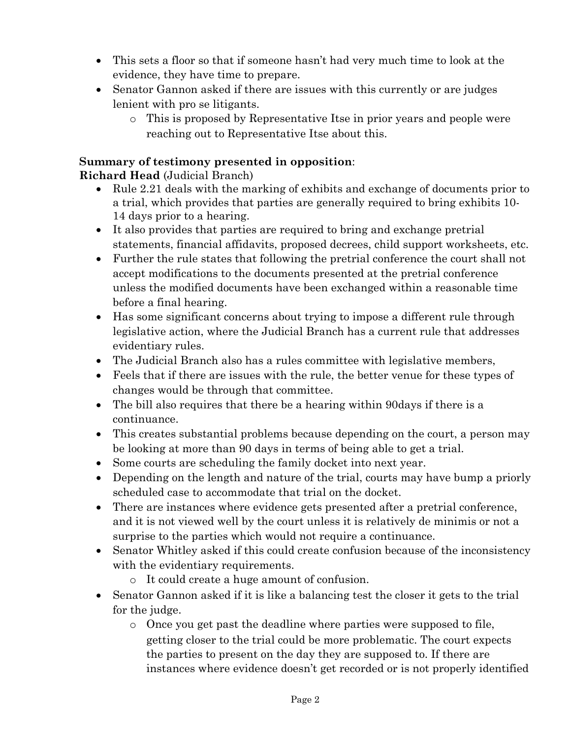- This sets a floor so that if someone hasn't had very much time to look at the evidence, they have time to prepare.
- Senator Gannon asked if there are issues with this currently or are judges lenient with pro se litigants.
    - This is proposed by Representative Itse in prior years and people were reaching out to Representative Itse about this.

**Summary of testimony presented in opposition**:

**Richard Head** (Judicial Branch)

- Rule 2.21 deals with the marking of exhibits and exchange of documents prior to a trial, which provides that parties are generally required to bring exhibits 10-14 days prior to a hearing.
- It also provides that parties are required to bring and exchange pretrial statements, financial affidavits, proposed decrees, child support worksheets, etc.
- Further the rule states that following the pretrial conference the court shall not accept modifications to the documents presented at the pretrial conference unless the modified documents have been exchanged within a reasonable time before a final hearing.
- Has some significant concerns about trying to impose a different rule through legislative action, where the Judicial Branch has a current rule that addresses evidentiary rules.
- The Judicial Branch also has a rules committee with legislative members,
- Feels that if there are issues with the rule, the better venue for these types of changes would be through that committee.
- The bill also requires that there be a hearing within 90days if there is a continuance.
- This creates substantial problems because depending on the court, a person may be looking at more than 90 days in terms of being able to get a trial.
- Some courts are scheduling the family docket into next year.
- Depending on the length and nature of the trial, courts may have bump a priorly scheduled case to accommodate that trial on the docket.
- There are instances where evidence gets presented after a pretrial conference, and it is not viewed well by the court unless it is relatively de minimis or not a surprise to the parties which would not require a continuance.
- Senator Whitley asked if this could create confusion because of the inconsistency with the evidentiary requirements.
    - It could create a huge amount of confusion.
- Senator Gannon asked if it is like a balancing test the closer it gets to the trial for the judge.
    - Once you get past the deadline where parties were supposed to file, getting closer to the trial could be more problematic. The court expects the parties to present on the day they are supposed to. If there are instances where evidence doesn't get recorded or is not properly identified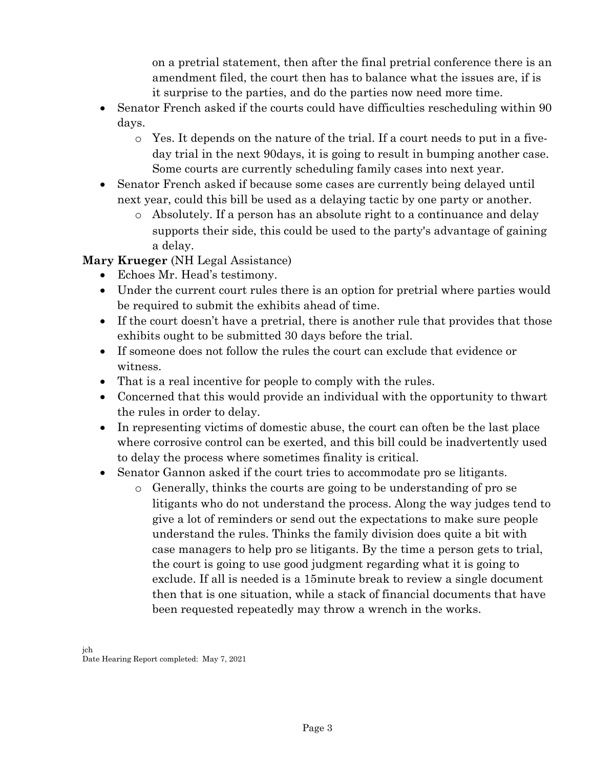on a pretrial statement, then after the final pretrial conference there is an amendment filed, the court then has to balance what the issues are, if is it surprise to the parties, and do the parties now need more time.

- Senator French asked if the courts could have difficulties rescheduling within 90 days.
    - Yes. It depends on the nature of the trial. If a court needs to put in a five-day trial in the next 90days, it is going to result in bumping another case. Some courts are currently scheduling family cases into next year.
- Senator French asked if because some cases are currently being delayed until next year, could this bill be used as a delaying tactic by one party or another.
    - Absolutely. If a person has an absolute right to a continuance and delay supports their side, this could be used to the party's advantage of gaining a delay.

**Mary Krueger** (NH Legal Assistance)

- Echoes Mr. Head's testimony.
- Under the current court rules there is an option for pretrial where parties would be required to submit the exhibits ahead of time.
- If the court doesn't have a pretrial, there is another rule that provides that those exhibits ought to be submitted 30 days before the trial.
- If someone does not follow the rules the court can exclude that evidence or witness.
- That is a real incentive for people to comply with the rules.
- Concerned that this would provide an individual with the opportunity to thwart the rules in order to delay.
- In representing victims of domestic abuse, the court can often be the last place where corrosive control can be exerted, and this bill could be inadvertently used to delay the process where sometimes finality is critical.
- Senator Gannon asked if the court tries to accommodate pro se litigants.
    - Generally, thinks the courts are going to be understanding of pro se litigants who do not understand the process. Along the way judges tend to give a lot of reminders or send out the expectations to make sure people understand the rules. Thinks the family division does quite a bit with case managers to help pro se litigants. By the time a person gets to trial, the court is going to use good judgment regarding what it is going to exclude. If all is needed is a 15minute break to review a single document then that is one situation, while a stack of financial documents that have been requested repeatedly may throw a wrench in the works.

jch
Date Hearing Report completed: May 7, 2021